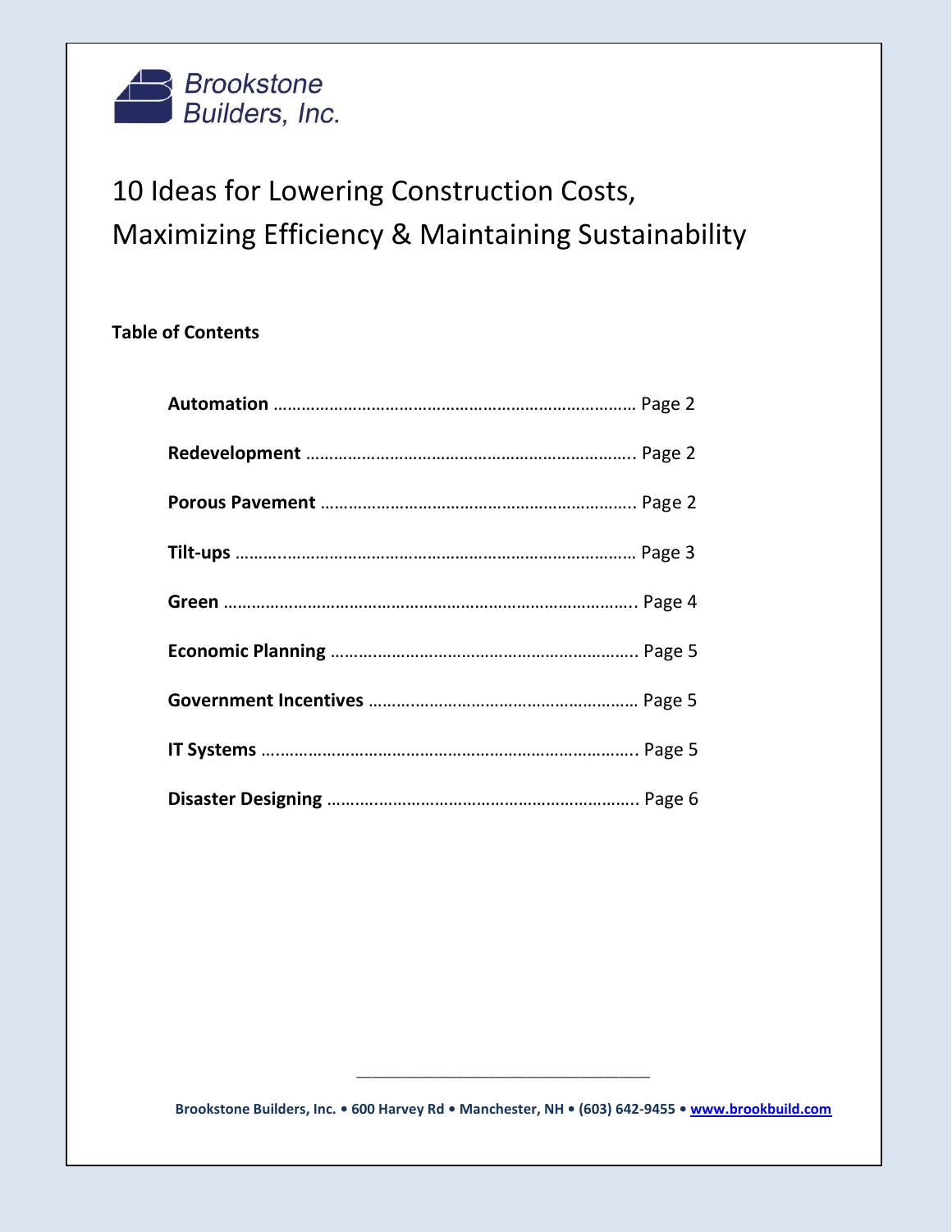Brookstone Builders, Inc.

# 10 Ideas for Lowering Construction Costs, Maximizing Efficiency & Maintaining Sustainability

**Table of Contents**

**Automation** …………………………………………………………………… Page 2

**Redevelopment** …………………………………………………………….. Page 2

**Porous Pavement** ………………………………………………………….. Page 2

**Tilt-ups** ……..…………………………………………………………………… Page 3

**Green** ……………………………………………………………………………….. Page 4

**Economic Planning** ……..…………………………………………………. Page 5

**Government Incentives** ……..………………………………………… Page 5

**IT Systems** ….……………………………………………………………………. Page 5

**Disaster Designing** ……..…………………………………………………. Page 6

Brookstone Builders, Inc. • 600 Harvey Rd • Manchester, NH • (603) 642-9455 • www.brookbuild.com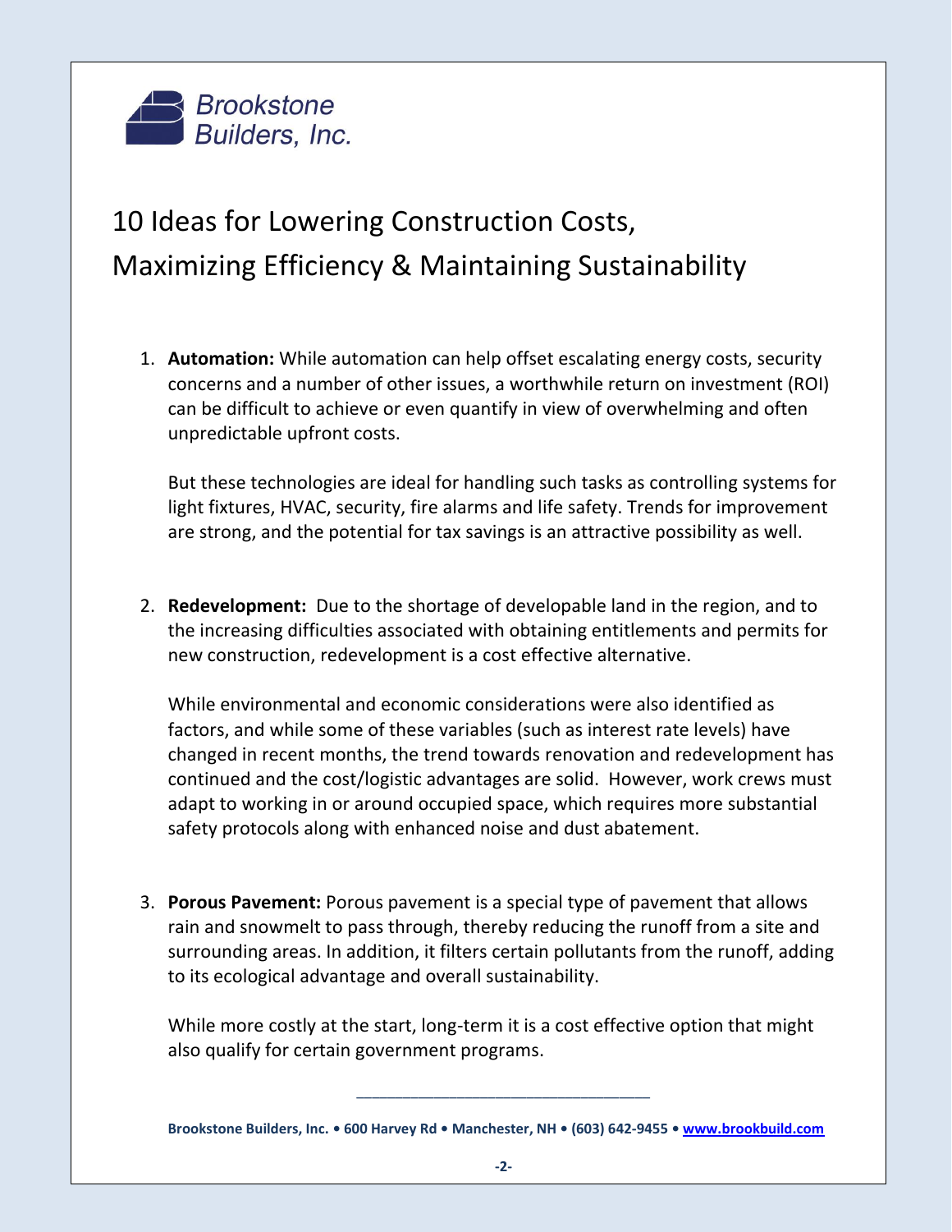Brookstone Builders, Inc.

# 10 Ideas for Lowering Construction Costs, Maximizing Efficiency & Maintaining Sustainability

1. **Automation:** While automation can help offset escalating energy costs, security concerns and a number of other issues, a worthwhile return on investment (ROI) can be difficult to achieve or even quantify in view of overwhelming and often unpredictable upfront costs.

   But these technologies are ideal for handling such tasks as controlling systems for light fixtures, HVAC, security, fire alarms and life safety. Trends for improvement are strong, and the potential for tax savings is an attractive possibility as well.

2. **Redevelopment:** Due to the shortage of developable land in the region, and to the increasing difficulties associated with obtaining entitlements and permits for new construction, redevelopment is a cost effective alternative.

   While environmental and economic considerations were also identified as factors, and while some of these variables (such as interest rate levels) have changed in recent months, the trend towards renovation and redevelopment has continued and the cost/logistic advantages are solid. However, work crews must adapt to working in or around occupied space, which requires more substantial safety protocols along with enhanced noise and dust abatement.

3. **Porous Pavement:** Porous pavement is a special type of pavement that allows rain and snowmelt to pass through, thereby reducing the runoff from a site and surrounding areas. In addition, it filters certain pollutants from the runoff, adding to its ecological advantage and overall sustainability.

   While more costly at the start, long-term it is a cost effective option that might also qualify for certain government programs.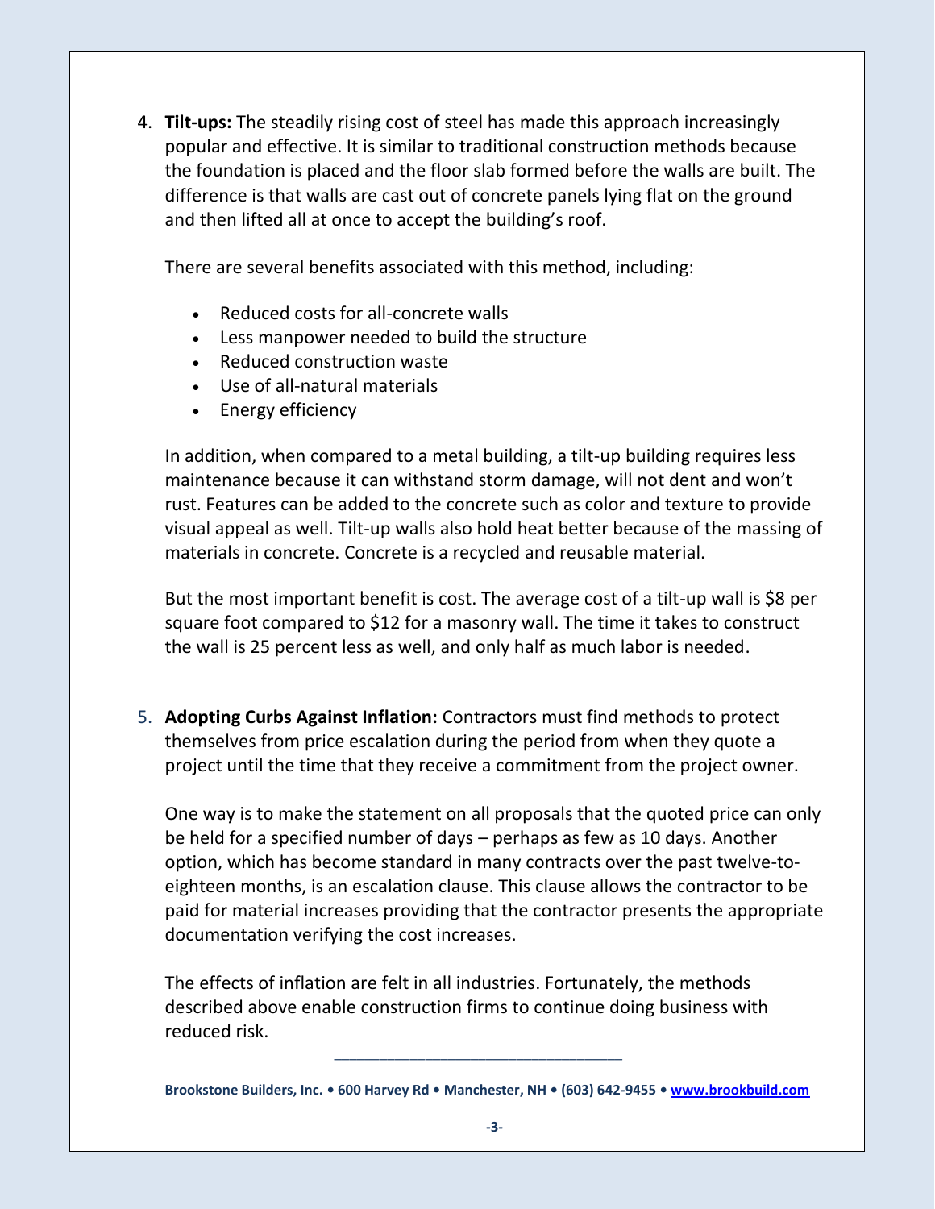4. **Tilt-ups:** The steadily rising cost of steel has made this approach increasingly popular and effective. It is similar to traditional construction methods because the foundation is placed and the floor slab formed before the walls are built. The difference is that walls are cast out of concrete panels lying flat on the ground and then lifted all at once to accept the building's roof.

   There are several benefits associated with this method, including:

   - Reduced costs for all-concrete walls
   - Less manpower needed to build the structure
   - Reduced construction waste
   - Use of all-natural materials
   - Energy efficiency

   In addition, when compared to a metal building, a tilt-up building requires less maintenance because it can withstand storm damage, will not dent and won't rust. Features can be added to the concrete such as color and texture to provide visual appeal as well. Tilt-up walls also hold heat better because of the massing of materials in concrete. Concrete is a recycled and reusable material.

   But the most important benefit is cost. The average cost of a tilt-up wall is $8 per square foot compared to $12 for a masonry wall. The time it takes to construct the wall is 25 percent less as well, and only half as much labor is needed.

5. **Adopting Curbs Against Inflation:** Contractors must find methods to protect themselves from price escalation during the period from when they quote a project until the time that they receive a commitment from the project owner.

   One way is to make the statement on all proposals that the quoted price can only be held for a specified number of days – perhaps as few as 10 days. Another option, which has become standard in many contracts over the past twelve-to-eighteen months, is an escalation clause. This clause allows the contractor to be paid for material increases providing that the contractor presents the appropriate documentation verifying the cost increases.

   The effects of inflation are felt in all industries. Fortunately, the methods described above enable construction firms to continue doing business with reduced risk.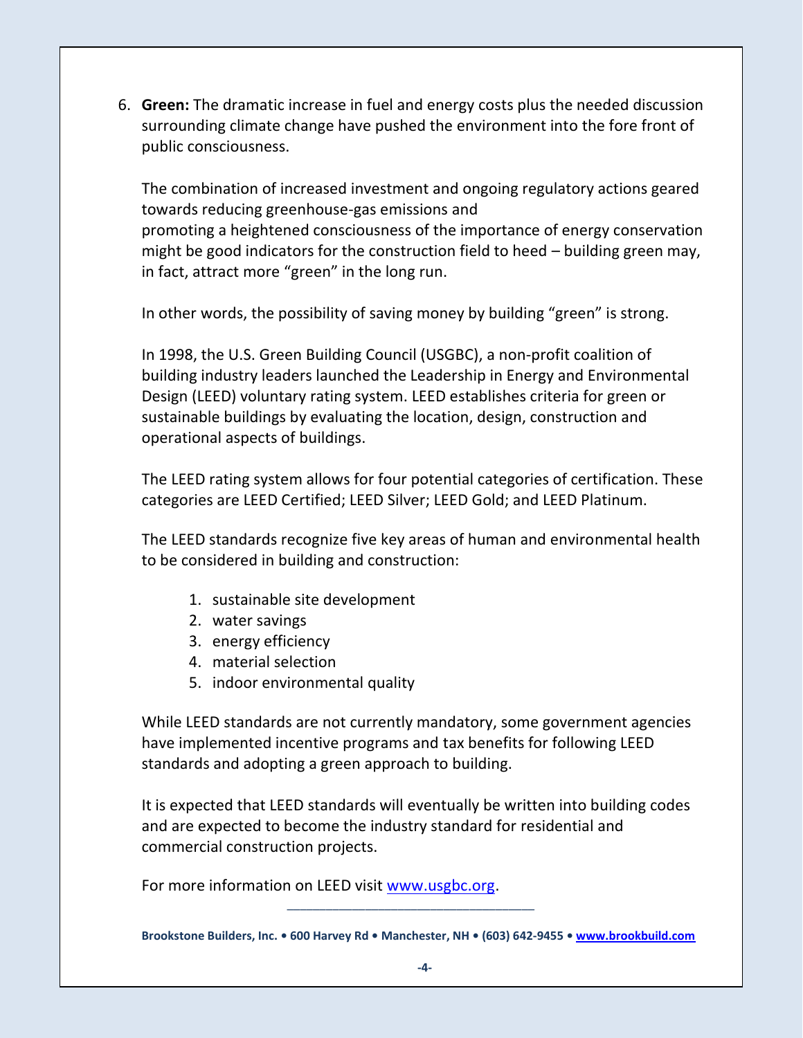6. **Green:** The dramatic increase in fuel and energy costs plus the needed discussion surrounding climate change have pushed the environment into the fore front of public consciousness.

   The combination of increased investment and ongoing regulatory actions geared towards reducing greenhouse-gas emissions and promoting a heightened consciousness of the importance of energy conservation might be good indicators for the construction field to heed – building green may, in fact, attract more "green" in the long run.

   In other words, the possibility of saving money by building "green" is strong.

   In 1998, the U.S. Green Building Council (USGBC), a non-profit coalition of building industry leaders launched the Leadership in Energy and Environmental Design (LEED) voluntary rating system. LEED establishes criteria for green or sustainable buildings by evaluating the location, design, construction and operational aspects of buildings.

   The LEED rating system allows for four potential categories of certification. These categories are LEED Certified; LEED Silver; LEED Gold; and LEED Platinum.

   The LEED standards recognize five key areas of human and environmental health to be considered in building and construction:

   1. sustainable site development
   2. water savings
   3. energy efficiency
   4. material selection
   5. indoor environmental quality

   While LEED standards are not currently mandatory, some government agencies have implemented incentive programs and tax benefits for following LEED standards and adopting a green approach to building.

   It is expected that LEED standards will eventually be written into building codes and are expected to become the industry standard for residential and commercial construction projects.

   For more information on LEED visit [www.usgbc.org](http://www.usgbc.org).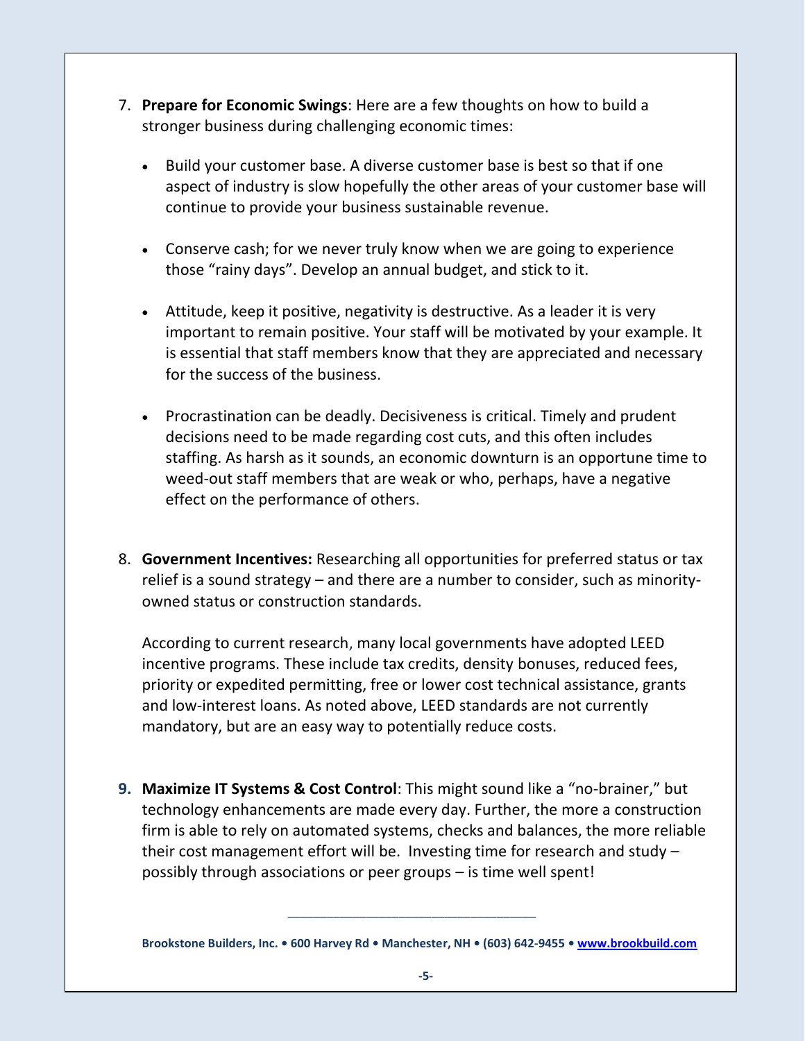7. **Prepare for Economic Swings**: Here are a few thoughts on how to build a stronger business during challenging economic times:

   - Build your customer base. A diverse customer base is best so that if one aspect of industry is slow hopefully the other areas of your customer base will continue to provide your business sustainable revenue.

   - Conserve cash; for we never truly know when we are going to experience those "rainy days". Develop an annual budget, and stick to it.

   - Attitude, keep it positive, negativity is destructive. As a leader it is very important to remain positive. Your staff will be motivated by your example. It is essential that staff members know that they are appreciated and necessary for the success of the business.

   - Procrastination can be deadly. Decisiveness is critical. Timely and prudent decisions need to be made regarding cost cuts, and this often includes staffing. As harsh as it sounds, an economic downturn is an opportune time to weed-out staff members that are weak or who, perhaps, have a negative effect on the performance of others.

8. **Government Incentives:** Researching all opportunities for preferred status or tax relief is a sound strategy – and there are a number to consider, such as minority-owned status or construction standards.

   According to current research, many local governments have adopted LEED incentive programs. These include tax credits, density bonuses, reduced fees, priority or expedited permitting, free or lower cost technical assistance, grants and low-interest loans. As noted above, LEED standards are not currently mandatory, but are an easy way to potentially reduce costs.

9. **Maximize IT Systems & Cost Control**: This might sound like a "no-brainer," but technology enhancements are made every day. Further, the more a construction firm is able to rely on automated systems, checks and balances, the more reliable their cost management effort will be. Investing time for research and study – possibly through associations or peer groups – is time well spent!

---

**Brookstone Builders, Inc. • 600 Harvey Rd • Manchester, NH • (603) 642-9455 • www.brookbuild.com**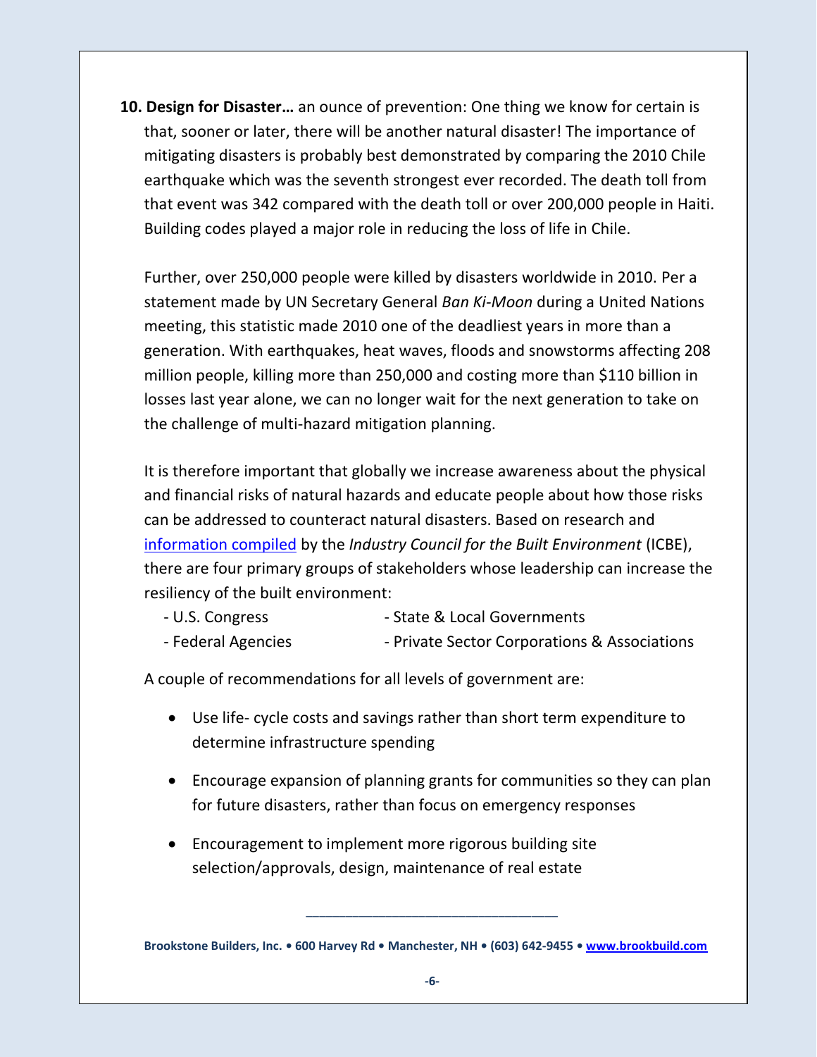**10. Design for Disaster…** an ounce of prevention: One thing we know for certain is that, sooner or later, there will be another natural disaster! The importance of mitigating disasters is probably best demonstrated by comparing the 2010 Chile earthquake which was the seventh strongest ever recorded. The death toll from that event was 342 compared with the death toll or over 200,000 people in Haiti. Building codes played a major role in reducing the loss of life in Chile.

Further, over 250,000 people were killed by disasters worldwide in 2010. Per a statement made by UN Secretary General *Ban Ki-Moon* during a United Nations meeting, this statistic made 2010 one of the deadliest years in more than a generation. With earthquakes, heat waves, floods and snowstorms affecting 208 million people, killing more than 250,000 and costing more than $110 billion in losses last year alone, we can no longer wait for the next generation to take on the challenge of multi-hazard mitigation planning.

It is therefore important that globally we increase awareness about the physical and financial risks of natural hazards and educate people about how those risks can be addressed to counteract natural disasters. Based on research and information compiled by the *Industry Council for the Built Environment* (ICBE), there are four primary groups of stakeholders whose leadership can increase the resiliency of the built environment:

- U.S. Congress
- State & Local Governments
- Federal Agencies
- Private Sector Corporations & Associations

A couple of recommendations for all levels of government are:

- Use life- cycle costs and savings rather than short term expenditure to determine infrastructure spending
- Encourage expansion of planning grants for communities so they can plan for future disasters, rather than focus on emergency responses
- Encouragement to implement more rigorous building site selection/approvals, design, maintenance of real estate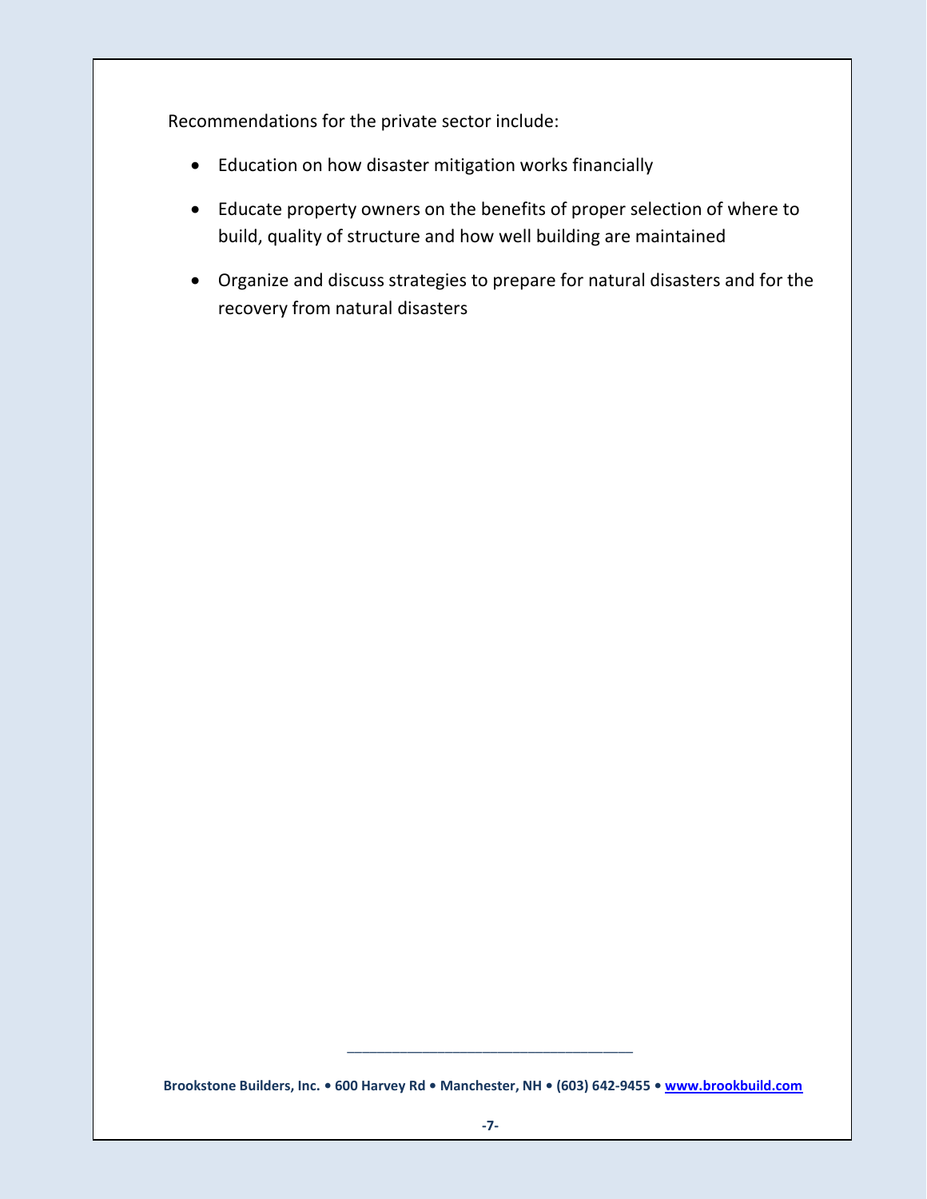Recommendations for the private sector include:

- Education on how disaster mitigation works financially
- Educate property owners on the benefits of proper selection of where to build, quality of structure and how well building are maintained
- Organize and discuss strategies to prepare for natural disasters and for the recovery from natural disasters